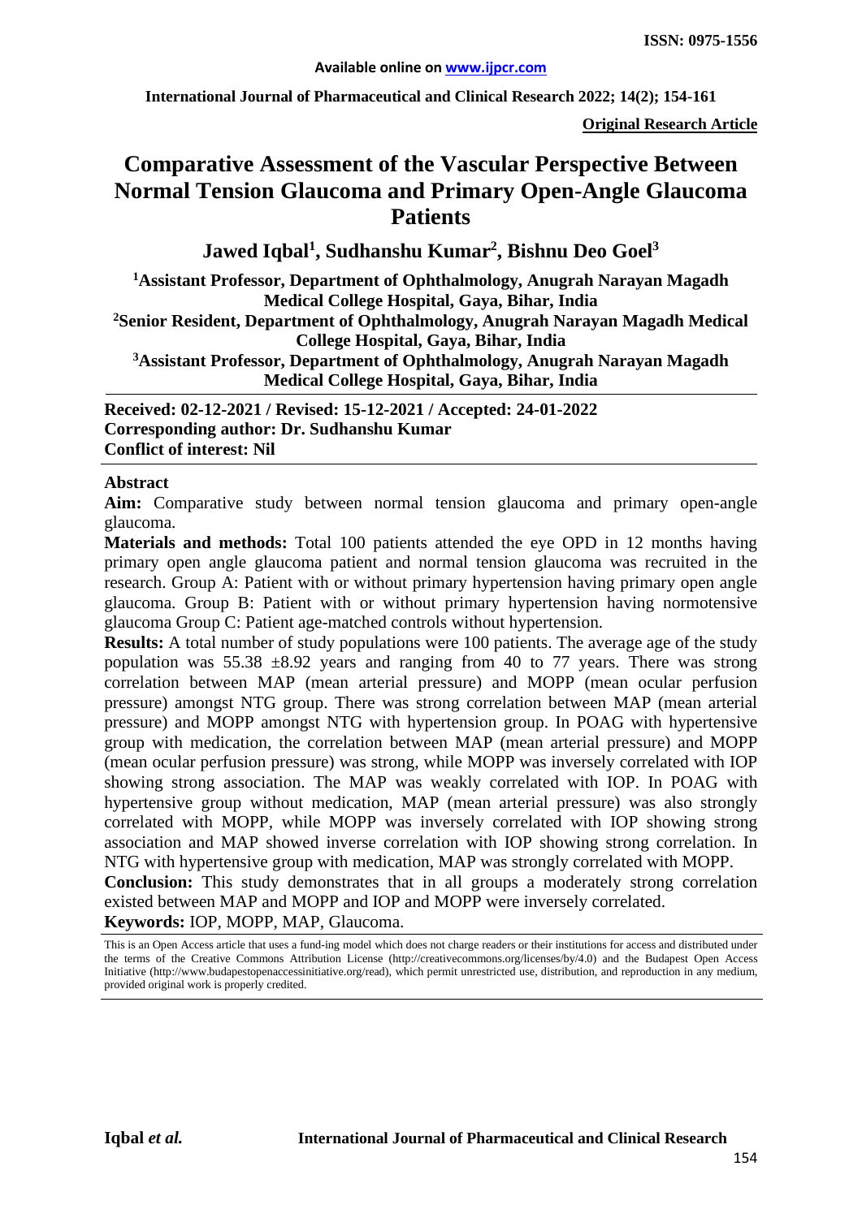**Available online on www.ijpcr.com**

**International Journal of Pharmaceutical and Clinical Research 2022; 14(2); 154-161**

**ISSN: 0975-1556**

**Original Research Article**

# Comparative Assessment of the Vascular Perspective Between Normal Tension Glaucoma and Primary Open-Angle Glaucoma Patients

**Jawed Iqbal[1], Sudhanshu Kumar[2], Bishnu Deo Goel[3]**

[1]Assistant Professor, Department of Ophthalmology, Anugrah Narayan Magadh Medical College Hospital, Gaya, Bihar, India

[2]Senior Resident, Department of Ophthalmology, Anugrah Narayan Magadh Medical College Hospital, Gaya, Bihar, India

[3]Assistant Professor, Department of Ophthalmology, Anugrah Narayan Magadh Medical College Hospital, Gaya, Bihar, India

**Received: 02-12-2021 / Revised: 15-12-2021 / Accepted: 24-01-2022**
**Corresponding author: Dr. Sudhanshu Kumar**
**Conflict of interest: Nil**

## Abstract

**Aim:** Comparative study between normal tension glaucoma and primary open-angle glaucoma.

**Materials and methods:** Total 100 patients attended the eye OPD in 12 months having primary open angle glaucoma patient and normal tension glaucoma was recruited in the research. Group A: Patient with or without primary hypertension having primary open angle glaucoma. Group B: Patient with or without primary hypertension having normotensive glaucoma Group C: Patient age-matched controls without hypertension.

**Results:** A total number of study populations were 100 patients. The average age of the study population was 55.38 ±8.92 years and ranging from 40 to 77 years. There was strong correlation between MAP (mean arterial pressure) and MOPP (mean ocular perfusion pressure) amongst NTG group. There was strong correlation between MAP (mean arterial pressure) and MOPP amongst NTG with hypertension group. In POAG with hypertensive group with medication, the correlation between MAP (mean arterial pressure) and MOPP (mean ocular perfusion pressure) was strong, while MOPP was inversely correlated with IOP showing strong association. The MAP was weakly correlated with IOP. In POAG with hypertensive group without medication, MAP (mean arterial pressure) was also strongly correlated with MOPP, while MOPP was inversely correlated with IOP showing strong association and MAP showed inverse correlation with IOP showing strong correlation. In NTG with hypertensive group with medication, MAP was strongly correlated with MOPP.

**Conclusion:** This study demonstrates that in all groups a moderately strong correlation existed between MAP and MOPP and IOP and MOPP were inversely correlated.

**Keywords:** IOP, MOPP, MAP, Glaucoma.

This is an Open Access article that uses a fund-ing model which does not charge readers or their institutions for access and distributed under the terms of the Creative Commons Attribution License (http://creativecommons.org/licenses/by/4.0) and the Budapest Open Access Initiative (http://www.budapestopenaccessinitiative.org/read), which permit unrestricted use, distribution, and reproduction in any medium, provided original work is properly credited.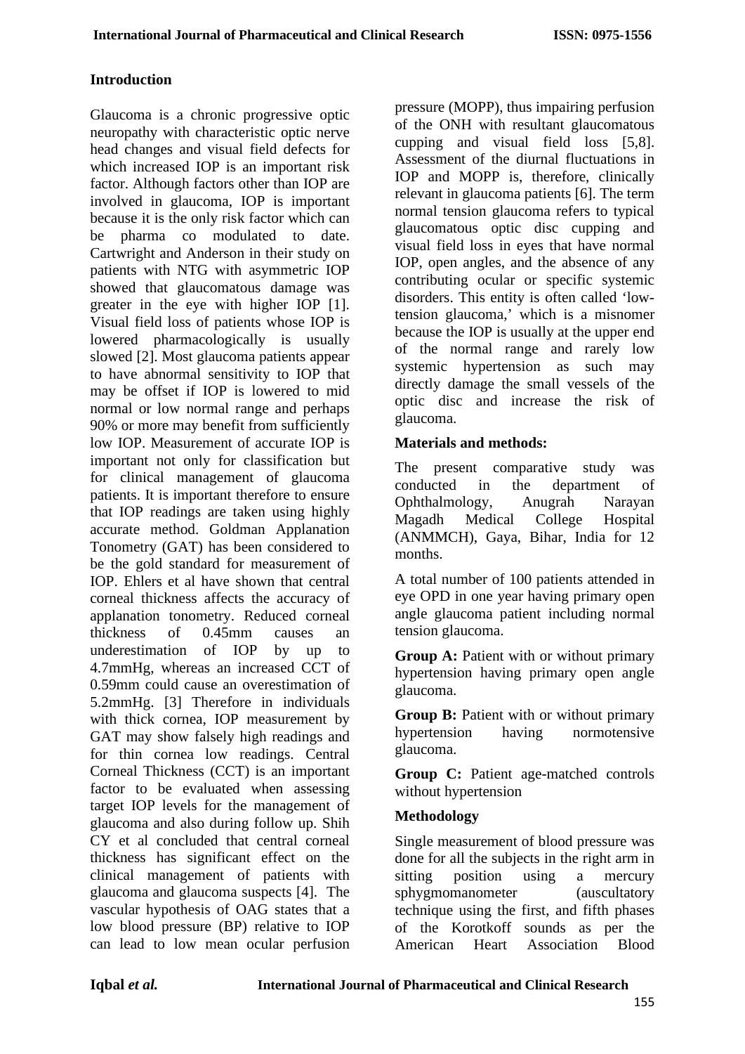## Introduction

Glaucoma is a chronic progressive optic neuropathy with characteristic optic nerve head changes and visual field defects for which increased IOP is an important risk factor. Although factors other than IOP are involved in glaucoma, IOP is important because it is the only risk factor which can be pharma co modulated to date. Cartwright and Anderson in their study on patients with NTG with asymmetric IOP showed that glaucomatous damage was greater in the eye with higher IOP [1]. Visual field loss of patients whose IOP is lowered pharmacologically is usually slowed [2]. Most glaucoma patients appear to have abnormal sensitivity to IOP that may be offset if IOP is lowered to mid normal or low normal range and perhaps 90% or more may benefit from sufficiently low IOP. Measurement of accurate IOP is important not only for classification but for clinical management of glaucoma patients. It is important therefore to ensure that IOP readings are taken using highly accurate method. Goldman Applanation Tonometry (GAT) has been considered to be the gold standard for measurement of IOP. Ehlers et al have shown that central corneal thickness affects the accuracy of applanation tonometry. Reduced corneal thickness of 0.45mm causes an underestimation of IOP by up to 4.7mmHg, whereas an increased CCT of 0.59mm could cause an overestimation of 5.2mmHg. [3] Therefore in individuals with thick cornea, IOP measurement by GAT may show falsely high readings and for thin cornea low readings. Central Corneal Thickness (CCT) is an important factor to be evaluated when assessing target IOP levels for the management of glaucoma and also during follow up. Shih CY et al concluded that central corneal thickness has significant effect on the clinical management of patients with glaucoma and glaucoma suspects [4]. The vascular hypothesis of OAG states that a low blood pressure (BP) relative to IOP can lead to low mean ocular perfusion pressure (MOPP), thus impairing perfusion of the ONH with resultant glaucomatous cupping and visual field loss [5,8]. Assessment of the diurnal fluctuations in IOP and MOPP is, therefore, clinically relevant in glaucoma patients [6]. The term normal tension glaucoma refers to typical glaucomatous optic disc cupping and visual field loss in eyes that have normal IOP, open angles, and the absence of any contributing ocular or specific systemic disorders. This entity is often called 'low-tension glaucoma,' which is a misnomer because the IOP is usually at the upper end of the normal range and rarely low systemic hypertension as such may directly damage the small vessels of the optic disc and increase the risk of glaucoma.

## Materials and methods:

The present comparative study was conducted in the department of Ophthalmology, Anugrah Narayan Magadh Medical College Hospital (ANMMCH), Gaya, Bihar, India for 12 months.

A total number of 100 patients attended in eye OPD in one year having primary open angle glaucoma patient including normal tension glaucoma.

**Group A:** Patient with or without primary hypertension having primary open angle glaucoma.

**Group B:** Patient with or without primary hypertension having normotensive glaucoma.

**Group C:** Patient age-matched controls without hypertension

## Methodology

Single measurement of blood pressure was done for all the subjects in the right arm in sitting position using a mercury sphygmomanometer (auscultatory technique using the first, and fifth phases of the Korotkoff sounds as per the American Heart Association Blood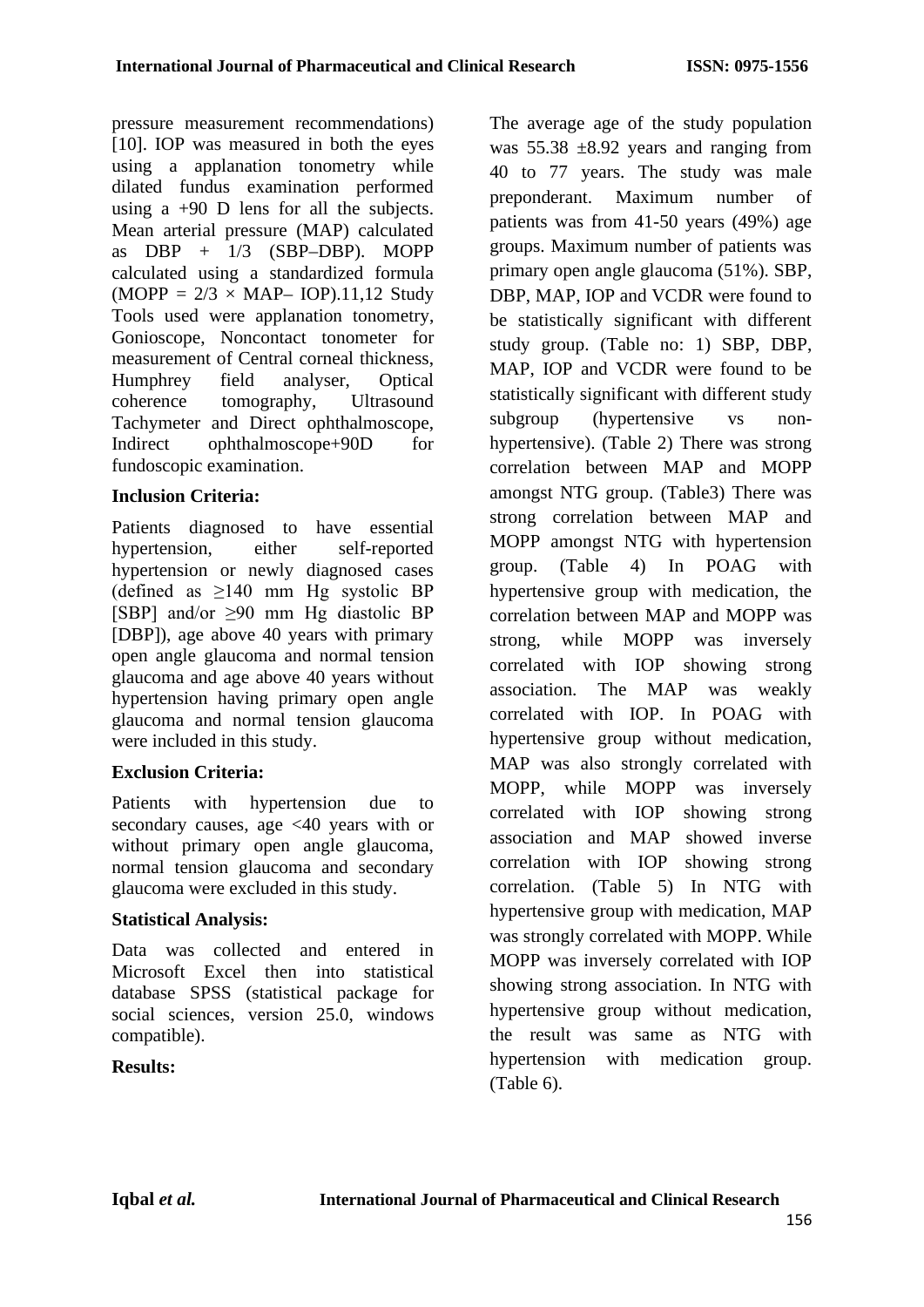pressure measurement recommendations) [10]. IOP was measured in both the eyes using a applanation tonometry while dilated fundus examination performed using a +90 D lens for all the subjects. Mean arterial pressure (MAP) calculated as DBP + 1/3 (SBP–DBP). MOPP calculated using a standardized formula (MOPP = 2/3 × MAP– IOP).11,12 Study Tools used were applanation tonometry, Gonioscope, Noncontact tonometer for measurement of Central corneal thickness, Humphrey field analyser, Optical coherence tomography, Ultrasound Tachymeter and Direct ophthalmoscope, Indirect ophthalmoscope+90D for fundoscopic examination.

**Inclusion Criteria:**

Patients diagnosed to have essential hypertension, either self-reported hypertension or newly diagnosed cases (defined as ≥140 mm Hg systolic BP [SBP] and/or ≥90 mm Hg diastolic BP [DBP]), age above 40 years with primary open angle glaucoma and normal tension glaucoma and age above 40 years without hypertension having primary open angle glaucoma and normal tension glaucoma were included in this study.

**Exclusion Criteria:**

Patients with hypertension due to secondary causes, age <40 years with or without primary open angle glaucoma, normal tension glaucoma and secondary glaucoma were excluded in this study.

**Statistical Analysis:**

Data was collected and entered in Microsoft Excel then into statistical database SPSS (statistical package for social sciences, version 25.0, windows compatible).

**Results:**

The average age of the study population was 55.38 ±8.92 years and ranging from 40 to 77 years. The study was male preponderant. Maximum number of patients was from 41-50 years (49%) age groups. Maximum number of patients was primary open angle glaucoma (51%). SBP, DBP, MAP, IOP and VCDR were found to be statistically significant with different study group. (Table no: 1) SBP, DBP, MAP, IOP and VCDR were found to be statistically significant with different study subgroup (hypertensive vs non-hypertensive). (Table 2) There was strong correlation between MAP and MOPP amongst NTG group. (Table3) There was strong correlation between MAP and MOPP amongst NTG with hypertension group. (Table 4) In POAG with hypertensive group with medication, the correlation between MAP and MOPP was strong, while MOPP was inversely correlated with IOP showing strong association. The MAP was weakly correlated with IOP. In POAG with hypertensive group without medication, MAP was also strongly correlated with MOPP, while MOPP was inversely correlated with IOP showing strong association and MAP showed inverse correlation with IOP showing strong correlation. (Table 5) In NTG with hypertensive group with medication, MAP was strongly correlated with MOPP. While MOPP was inversely correlated with IOP showing strong association. In NTG with hypertensive group without medication, the result was same as NTG with hypertension with medication group. (Table 6).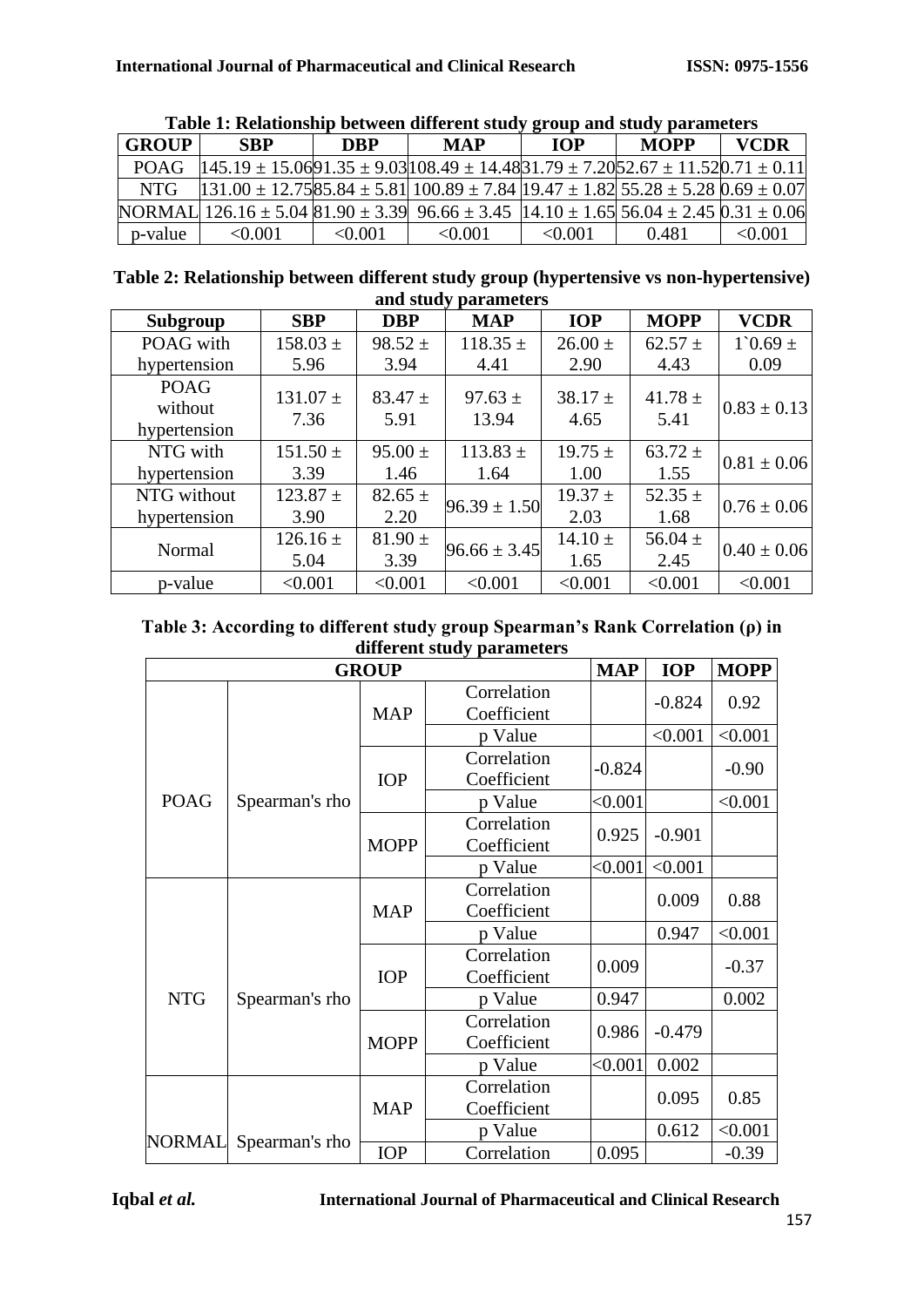**Table 1: Relationship between different study group and study parameters**

| GROUP | SBP | DBP | MAP | IOP | MOPP | VCDR |
|---|---|---|---|---|---|---|
| POAG | 145.19 ± 15.06 | 91.35 ± 9.03 | 108.49 ± 14.48 | 31.79 ± 7.20 | 52.67 ± 11.52 | 0.71 ± 0.11 |
| NTG | 131.00 ± 12.75 | 85.84 ± 5.81 | 100.89 ± 7.84 | 19.47 ± 1.82 | 55.28 ± 5.28 | 0.69 ± 0.07 |
| NORMAL | 126.16 ± 5.04 | 81.90 ± 3.39 | 96.66 ± 3.45 | 14.10 ± 1.65 | 56.04 ± 2.45 | 0.31 ± 0.06 |
| p-value | <0.001 | <0.001 | <0.001 | <0.001 | 0.481 | <0.001 |

**Table 2: Relationship between different study group (hypertensive vs non-hypertensive) and study parameters**

| Subgroup | SBP | DBP | MAP | IOP | MOPP | VCDR |
|---|---|---|---|---|---|---|
| POAG with hypertension | 158.03 ± 5.96 | 98.52 ± 3.94 | 118.35 ± 4.41 | 26.00 ± 2.90 | 62.57 ± 4.43 | 1`0.69 ± 0.09 |
| POAG without hypertension | 131.07 ± 7.36 | 83.47 ± 5.91 | 97.63 ± 13.94 | 38.17 ± 4.65 | 41.78 ± 5.41 | 0.83 ± 0.13 |
| NTG with hypertension | 151.50 ± 3.39 | 95.00 ± 1.46 | 113.83 ± 1.64 | 19.75 ± 1.00 | 63.72 ± 1.55 | 0.81 ± 0.06 |
| NTG without hypertension | 123.87 ± 3.90 | 82.65 ± 2.20 | 96.39 ± 1.50 | 19.37 ± 2.03 | 52.35 ± 1.68 | 0.76 ± 0.06 |
| Normal | 126.16 ± 5.04 | 81.90 ± 3.39 | 96.66 ± 3.45 | 14.10 ± 1.65 | 56.04 ± 2.45 | 0.40 ± 0.06 |
| p-value | <0.001 | <0.001 | <0.001 | <0.001 | <0.001 | <0.001 |

**Table 3: According to different study group Spearman's Rank Correlation (ρ) in different study parameters**

| GROUP | | | | MAP | IOP | MOPP |
|---|---|---|---|---|---|---|
| POAG | Spearman's rho | MAP | Correlation Coefficient | | -0.824 | 0.92 |
| | | | p Value | | <0.001 | <0.001 |
| | | IOP | Correlation Coefficient | -0.824 | | -0.90 |
| | | | p Value | <0.001 | | <0.001 |
| | | MOPP | Correlation Coefficient | 0.925 | -0.901 | |
| | | | p Value | <0.001 | <0.001 | |
| NTG | Spearman's rho | MAP | Correlation Coefficient | | 0.009 | 0.88 |
| | | | p Value | | 0.947 | <0.001 |
| | | IOP | Correlation Coefficient | 0.009 | | -0.37 |
| | | | p Value | 0.947 | | 0.002 |
| | | MOPP | Correlation Coefficient | 0.986 | -0.479 | |
| | | | p Value | <0.001 | 0.002 | |
| NORMAL | Spearman's rho | MAP | Correlation Coefficient | | 0.095 | 0.85 |
| | | | p Value | | 0.612 | <0.001 |
| | | IOP | Correlation | 0.095 | | -0.39 |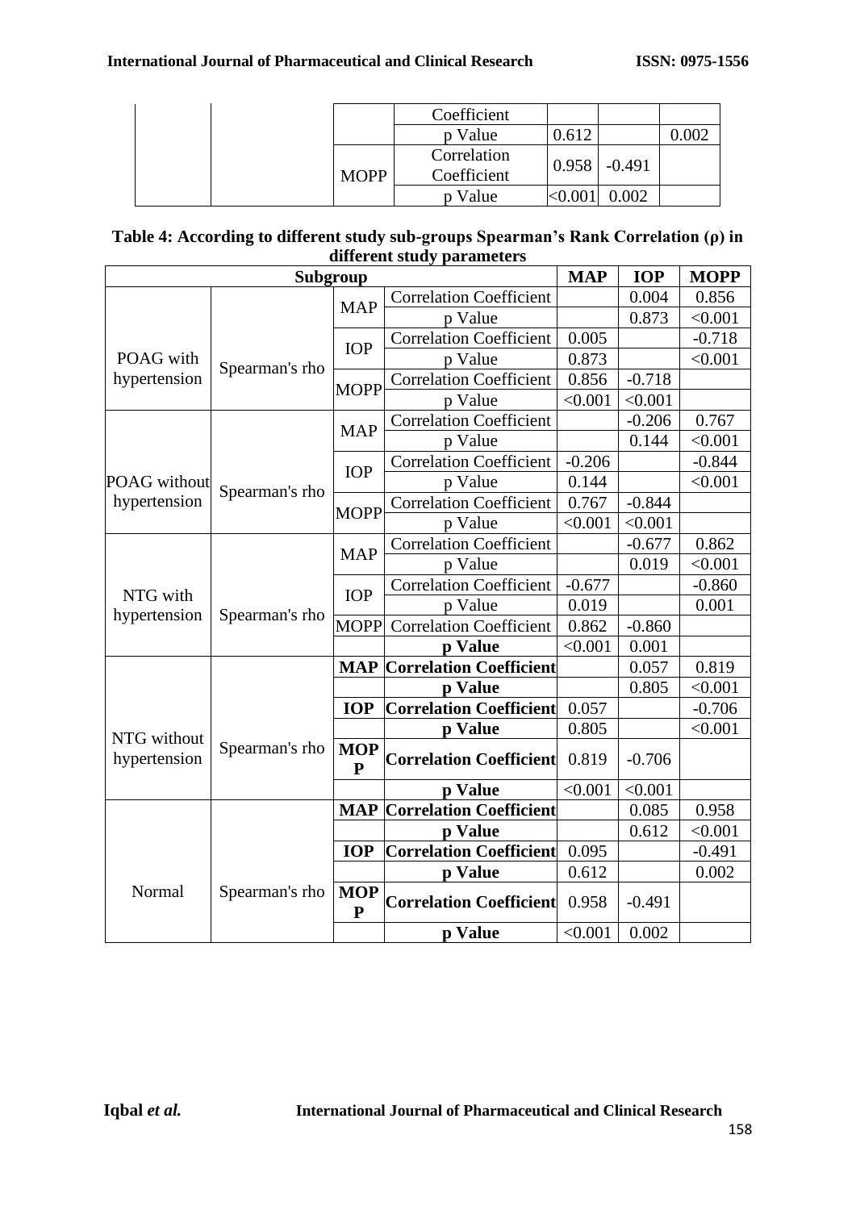| | | | Coefficient | | | |
|---|---|---|---|---|---|---|
| | | | p Value | 0.612 | | 0.002 |
| | | MOPP | Correlation Coefficient | 0.958 | -0.491 | |
| | | | p Value | <0.001 | 0.002 | |

**Table 4: According to different study sub-groups Spearman's Rank Correlation (ρ) in different study parameters**

| Subgroup | | | | MAP | IOP | MOPP |
|---|---|---|---|---|---|---|
| POAG with hypertension | Spearman's rho | MAP | Correlation Coefficient | | 0.004 | 0.856 |
| | | | p Value | | 0.873 | <0.001 |
| | | IOP | Correlation Coefficient | 0.005 | | -0.718 |
| | | | p Value | 0.873 | | <0.001 |
| | | MOPP | Correlation Coefficient | 0.856 | -0.718 | |
| | | | p Value | <0.001 | <0.001 | |
| POAG without hypertension | Spearman's rho | MAP | Correlation Coefficient | | -0.206 | 0.767 |
| | | | p Value | | 0.144 | <0.001 |
| | | IOP | Correlation Coefficient | -0.206 | | -0.844 |
| | | | p Value | 0.144 | | <0.001 |
| | | MOPP | Correlation Coefficient | 0.767 | -0.844 | |
| | | | p Value | <0.001 | <0.001 | |
| NTG with hypertension | Spearman's rho | MAP | Correlation Coefficient | | -0.677 | 0.862 |
| | | | p Value | | 0.019 | <0.001 |
| | | IOP | Correlation Coefficient | -0.677 | | -0.860 |
| | | | p Value | 0.019 | | 0.001 |
| | | MOPP | Correlation Coefficient | 0.862 | -0.860 | |
| | | | **p Value** | <0.001 | 0.001 | |
| NTG without hypertension | Spearman's rho | **MAP** | **Correlation Coefficient** | | 0.057 | 0.819 |
| | | | **p Value** | | 0.805 | <0.001 |
| | | **IOP** | **Correlation Coefficient** | 0.057 | | -0.706 |
| | | | **p Value** | 0.805 | | <0.001 |
| | | **MOPP** | **Correlation Coefficient** | 0.819 | -0.706 | |
| | | | **p Value** | <0.001 | <0.001 | |
| Normal | Spearman's rho | **MAP** | **Correlation Coefficient** | | 0.085 | 0.958 |
| | | | **p Value** | | 0.612 | <0.001 |
| | | **IOP** | **Correlation Coefficient** | 0.095 | | -0.491 |
| | | | **p Value** | 0.612 | | 0.002 |
| | | **MOPP** | **Correlation Coefficient** | 0.958 | -0.491 | |
| | | | **p Value** | <0.001 | 0.002 | |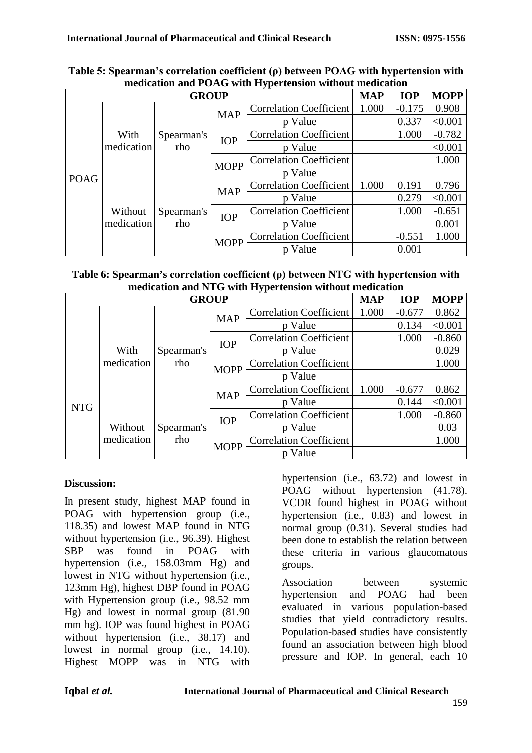**Table 5: Spearman's correlation coefficient (ρ) between POAG with hypertension with medication and POAG with Hypertension without medication**

| GROUP | | | | | MAP | IOP | MOPP |
|---|---|---|---|---|---|---|---|
| POAG | With medication | Spearman's rho | MAP | Correlation Coefficient | 1.000 | -0.175 | 0.908 |
| | | | | p Value | | 0.337 | <0.001 |
| | | | IOP | Correlation Coefficient | | 1.000 | -0.782 |
| | | | | p Value | | | <0.001 |
| | | | MOPP | Correlation Coefficient | | | 1.000 |
| | | | | p Value | | | |
| | Without medication | Spearman's rho | MAP | Correlation Coefficient | 1.000 | 0.191 | 0.796 |
| | | | | p Value | | 0.279 | <0.001 |
| | | | IOP | Correlation Coefficient | | 1.000 | -0.651 |
| | | | | p Value | | | 0.001 |
| | | | MOPP | Correlation Coefficient | | -0.551 | 1.000 |
| | | | | p Value | | 0.001 | |

**Table 6: Spearman's correlation coefficient (ρ) between NTG with hypertension with medication and NTG with Hypertension without medication**

| GROUP | | | | | MAP | IOP | MOPP |
|---|---|---|---|---|---|---|---|
| NTG | With medication | Spearman's rho | MAP | Correlation Coefficient | 1.000 | -0.677 | 0.862 |
| | | | | p Value | | 0.134 | <0.001 |
| | | | IOP | Correlation Coefficient | | 1.000 | -0.860 |
| | | | | p Value | | | 0.029 |
| | | | MOPP | Correlation Coefficient | | | 1.000 |
| | | | | p Value | | | |
| | Without medication | Spearman's rho | MAP | Correlation Coefficient | 1.000 | -0.677 | 0.862 |
| | | | | p Value | | 0.144 | <0.001 |
| | | | IOP | Correlation Coefficient | | 1.000 | -0.860 |
| | | | | p Value | | | 0.03 |
| | | | MOPP | Correlation Coefficient | | | 1.000 |
| | | | | p Value | | | |

## Discussion:

In present study, highest MAP found in POAG with hypertension group (i.e., 118.35) and lowest MAP found in NTG without hypertension (i.e., 96.39). Highest SBP was found in POAG with hypertension (i.e., 158.03mm Hg) and lowest in NTG without hypertension (i.e., 123mm Hg), highest DBP found in POAG with Hypertension group (i.e., 98.52 mm Hg) and lowest in normal group (81.90 mm hg). IOP was found highest in POAG without hypertension (i.e., 38.17) and lowest in normal group (i.e., 14.10). Highest MOPP was in NTG with hypertension (i.e., 63.72) and lowest in POAG without hypertension (41.78). VCDR found highest in POAG without hypertension (i.e., 0.83) and lowest in normal group (0.31). Several studies had been done to establish the relation between these criteria in various glaucomatous groups.

Association between systemic hypertension and POAG had been evaluated in various population-based studies that yield contradictory results. Population-based studies have consistently found an association between high blood pressure and IOP. In general, each 10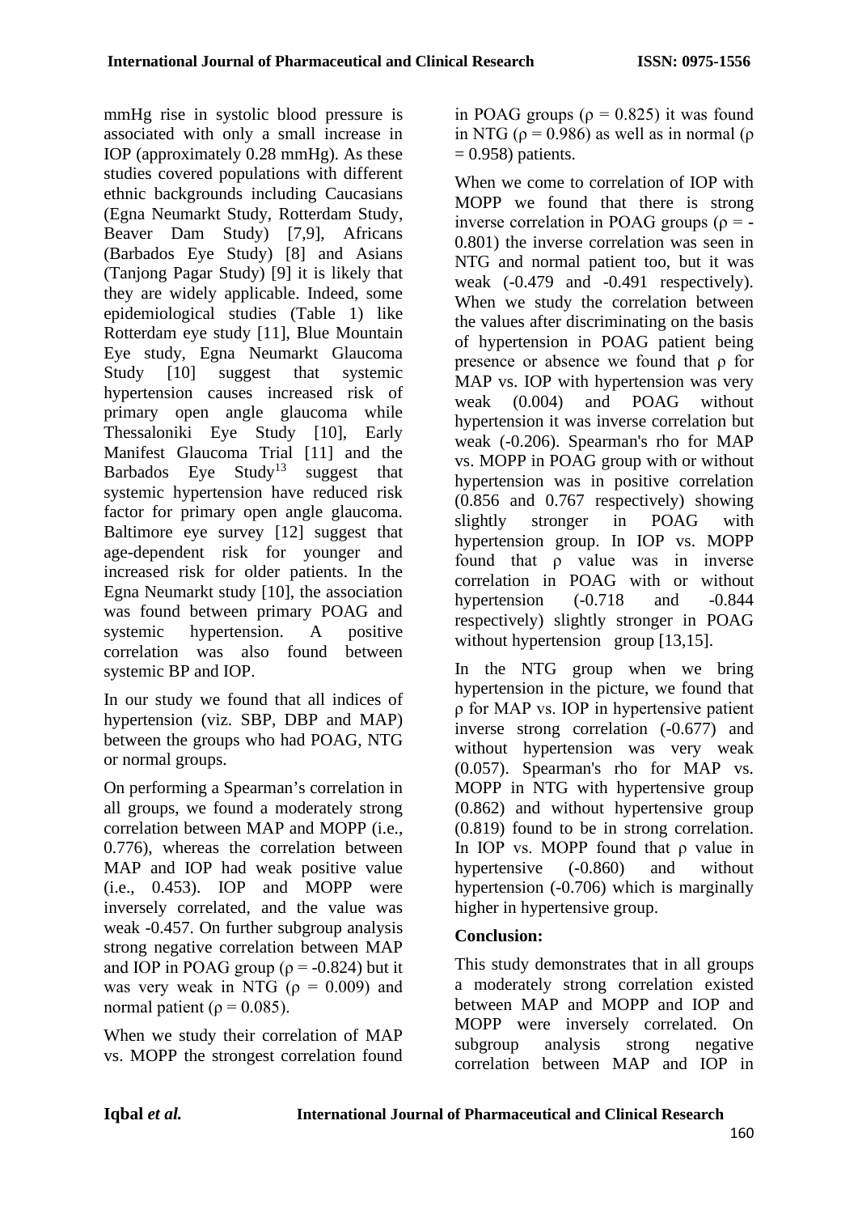mmHg rise in systolic blood pressure is associated with only a small increase in IOP (approximately 0.28 mmHg). As these studies covered populations with different ethnic backgrounds including Caucasians (Egna Neumarkt Study, Rotterdam Study, Beaver Dam Study) [7,9], Africans (Barbados Eye Study) [8] and Asians (Tanjong Pagar Study) [9] it is likely that they are widely applicable. Indeed, some epidemiological studies (Table 1) like Rotterdam eye study [11], Blue Mountain Eye study, Egna Neumarkt Glaucoma Study [10] suggest that systemic hypertension causes increased risk of primary open angle glaucoma while Thessaloniki Eye Study [10], Early Manifest Glaucoma Trial [11] and the Barbados Eye Study[13] suggest that systemic hypertension have reduced risk factor for primary open angle glaucoma. Baltimore eye survey [12] suggest that age-dependent risk for younger and increased risk for older patients. In the Egna Neumarkt study [10], the association was found between primary POAG and systemic hypertension. A positive correlation was also found between systemic BP and IOP.

In our study we found that all indices of hypertension (viz. SBP, DBP and MAP) between the groups who had POAG, NTG or normal groups.

On performing a Spearman's correlation in all groups, we found a moderately strong correlation between MAP and MOPP (i.e., 0.776), whereas the correlation between MAP and IOP had weak positive value (i.e., 0.453). IOP and MOPP were inversely correlated, and the value was weak -0.457. On further subgroup analysis strong negative correlation between MAP and IOP in POAG group ($\rho$ = -0.824) but it was very weak in NTG ($\rho$ = 0.009) and normal patient ($\rho$ = 0.085).

When we study their correlation of MAP vs. MOPP the strongest correlation found in POAG groups ($\rho$ = 0.825) it was found in NTG ($\rho$ = 0.986) as well as in normal ($\rho$ = 0.958) patients.

When we come to correlation of IOP with MOPP we found that there is strong inverse correlation in POAG groups ($\rho$ = -0.801) the inverse correlation was seen in NTG and normal patient too, but it was weak (-0.479 and -0.491 respectively). When we study the correlation between the values after discriminating on the basis of hypertension in POAG patient being presence or absence we found that $\rho$ for MAP vs. IOP with hypertension was very weak (0.004) and POAG without hypertension it was inverse correlation but weak (-0.206). Spearman's rho for MAP vs. MOPP in POAG group with or without hypertension was in positive correlation (0.856 and 0.767 respectively) showing slightly stronger in POAG with hypertension group. In IOP vs. MOPP found that $\rho$ value was in inverse correlation in POAG with or without hypertension (-0.718 and -0.844 respectively) slightly stronger in POAG without hypertension group [13,15].

In the NTG group when we bring hypertension in the picture, we found that $\rho$ for MAP vs. IOP in hypertensive patient inverse strong correlation (-0.677) and without hypertension was very weak (0.057). Spearman's rho for MAP vs. MOPP in NTG with hypertensive group (0.862) and without hypertensive group (0.819) found to be in strong correlation. In IOP vs. MOPP found that $\rho$ value in hypertensive (-0.860) and without hypertension (-0.706) which is marginally higher in hypertensive group.

## Conclusion:

This study demonstrates that in all groups a moderately strong correlation existed between MAP and MOPP and IOP and MOPP were inversely correlated. On subgroup analysis strong negative correlation between MAP and IOP in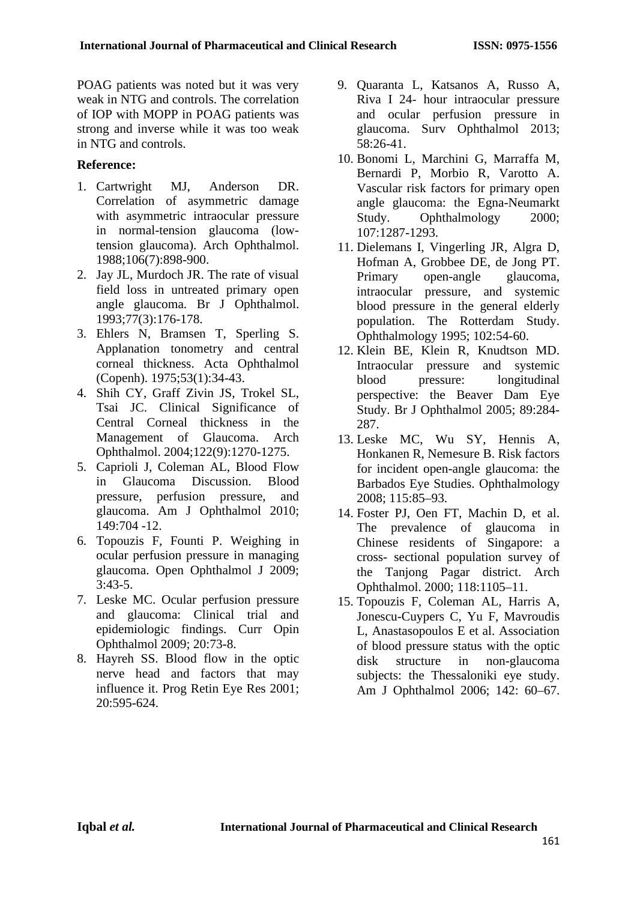POAG patients was noted but it was very weak in NTG and controls. The correlation of IOP with MOPP in POAG patients was strong and inverse while it was too weak in NTG and controls.

**Reference:**

1. Cartwright MJ, Anderson DR. Correlation of asymmetric damage with asymmetric intraocular pressure in normal-tension glaucoma (low-tension glaucoma). Arch Ophthalmol. 1988;106(7):898-900.
2. Jay JL, Murdoch JR. The rate of visual field loss in untreated primary open angle glaucoma. Br J Ophthalmol. 1993;77(3):176-178.
3. Ehlers N, Bramsen T, Sperling S. Applanation tonometry and central corneal thickness. Acta Ophthalmol (Copenh). 1975;53(1):34-43.
4. Shih CY, Graff Zivin JS, Trokel SL, Tsai JC. Clinical Significance of Central Corneal thickness in the Management of Glaucoma. Arch Ophthalmol. 2004;122(9):1270-1275.
5. Caprioli J, Coleman AL, Blood Flow in Glaucoma Discussion. Blood pressure, perfusion pressure, and glaucoma. Am J Ophthalmol 2010; 149:704 -12.
6. Topouzis F, Founti P. Weighing in ocular perfusion pressure in managing glaucoma. Open Ophthalmol J 2009; 3:43-5.
7. Leske MC. Ocular perfusion pressure and glaucoma: Clinical trial and epidemiologic findings. Curr Opin Ophthalmol 2009; 20:73-8.
8. Hayreh SS. Blood flow in the optic nerve head and factors that may influence it. Prog Retin Eye Res 2001; 20:595-624.
9. Quaranta L, Katsanos A, Russo A, Riva I 24- hour intraocular pressure and ocular perfusion pressure in glaucoma. Surv Ophthalmol 2013; 58:26-41.
10. Bonomi L, Marchini G, Marraffa M, Bernardi P, Morbio R, Varotto A. Vascular risk factors for primary open angle glaucoma: the Egna-Neumarkt Study. Ophthalmology 2000; 107:1287-1293.
11. Dielemans I, Vingerling JR, Algra D, Hofman A, Grobbee DE, de Jong PT. Primary open-angle glaucoma, intraocular pressure, and systemic blood pressure in the general elderly population. The Rotterdam Study. Ophthalmology 1995; 102:54-60.
12. Klein BE, Klein R, Knudtson MD. Intraocular pressure and systemic blood pressure: longitudinal perspective: the Beaver Dam Eye Study. Br J Ophthalmol 2005; 89:284-287.
13. Leske MC, Wu SY, Hennis A, Honkanen R, Nemesure B. Risk factors for incident open-angle glaucoma: the Barbados Eye Studies. Ophthalmology 2008; 115:85–93.
14. Foster PJ, Oen FT, Machin D, et al. The prevalence of glaucoma in Chinese residents of Singapore: a cross- sectional population survey of the Tanjong Pagar district. Arch Ophthalmol. 2000; 118:1105–11.
15. Topouzis F, Coleman AL, Harris A, Jonescu-Cuypers C, Yu F, Mavroudis L, Anastasopoulos E et al. Association of blood pressure status with the optic disk structure in non-glaucoma subjects: the Thessaloniki eye study. Am J Ophthalmol 2006; 142: 60–67.